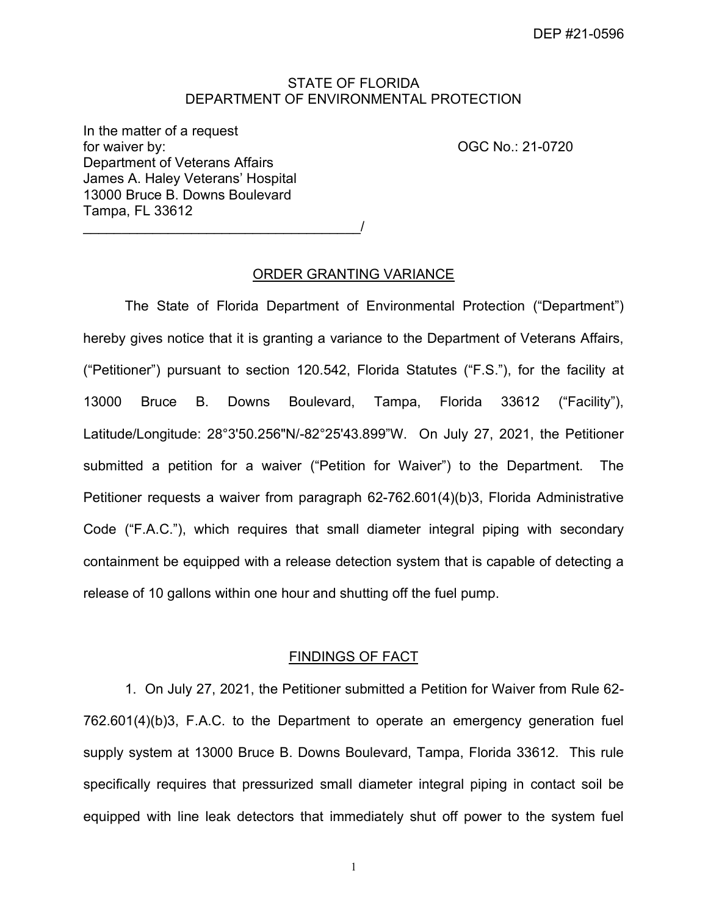DEP #21-0596

STATE OF FLORIDA
DEPARTMENT OF ENVIRONMENTAL PROTECTION

In the matter of a request
for waiver by:
Department of Veterans Affairs
James A. Haley Veterans' Hospital
13000 Bruce B. Downs Boulevard
Tampa, FL 33612
_____________________________________/

OGC No.: 21-0720

## ORDER GRANTING VARIANCE

The State of Florida Department of Environmental Protection ("Department") hereby gives notice that it is granting a variance to the Department of Veterans Affairs, ("Petitioner") pursuant to section 120.542, Florida Statutes ("F.S."), for the facility at 13000 Bruce B. Downs Boulevard, Tampa, Florida 33612 ("Facility"), Latitude/Longitude: 28°3'50.256"N/-82°25'43.899"W. On July 27, 2021, the Petitioner submitted a petition for a waiver ("Petition for Waiver") to the Department. The Petitioner requests a waiver from paragraph 62-762.601(4)(b)3, Florida Administrative Code ("F.A.C."), which requires that small diameter integral piping with secondary containment be equipped with a release detection system that is capable of detecting a release of 10 gallons within one hour and shutting off the fuel pump.

## FINDINGS OF FACT

1. On July 27, 2021, the Petitioner submitted a Petition for Waiver from Rule 62-762.601(4)(b)3, F.A.C. to the Department to operate an emergency generation fuel supply system at 13000 Bruce B. Downs Boulevard, Tampa, Florida 33612. This rule specifically requires that pressurized small diameter integral piping in contact soil be equipped with line leak detectors that immediately shut off power to the system fuel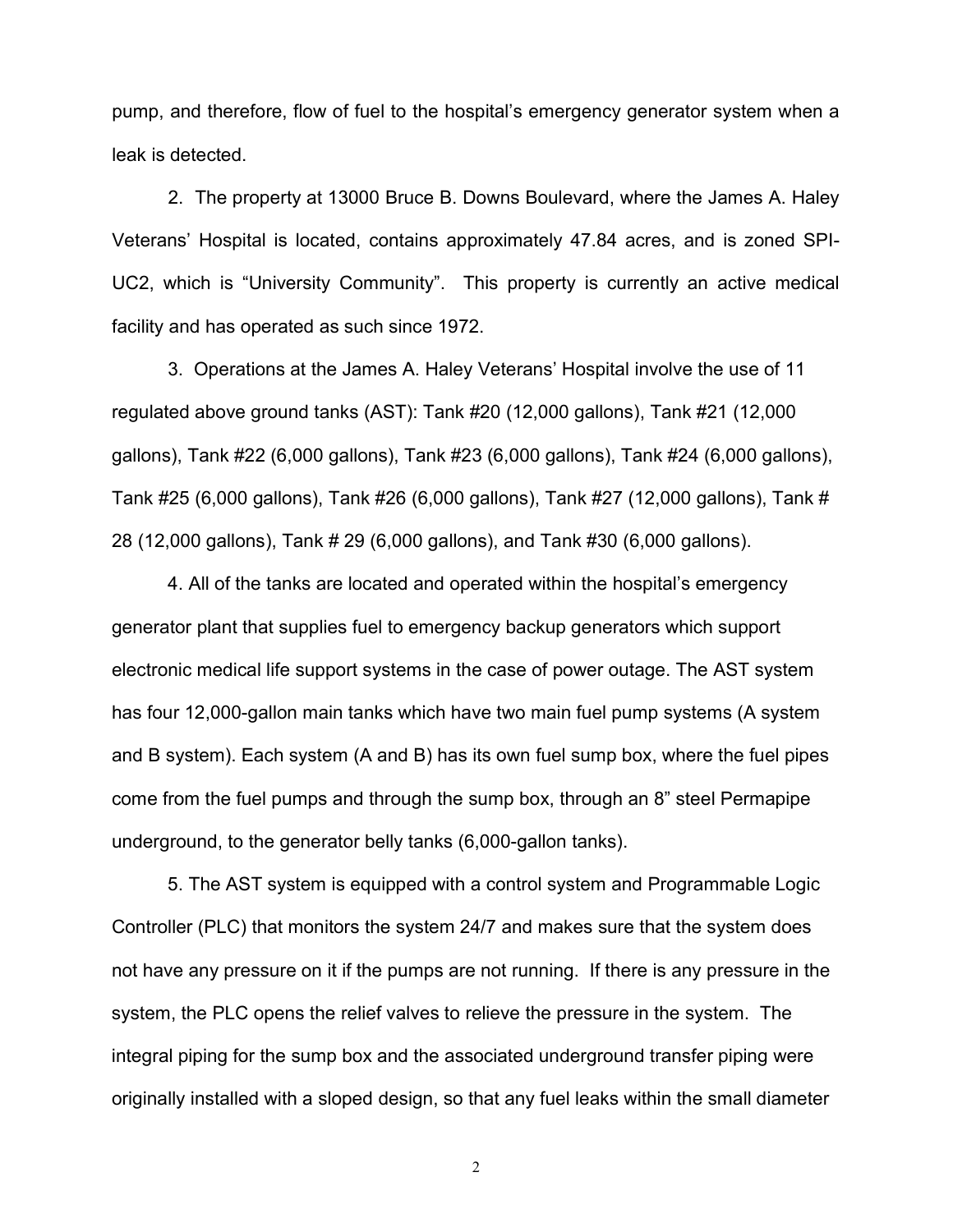pump, and therefore, flow of fuel to the hospital's emergency generator system when a leak is detected.

2. The property at 13000 Bruce B. Downs Boulevard, where the James A. Haley Veterans' Hospital is located, contains approximately 47.84 acres, and is zoned SPI-UC2, which is "University Community". This property is currently an active medical facility and has operated as such since 1972.

3. Operations at the James A. Haley Veterans' Hospital involve the use of 11 regulated above ground tanks (AST): Tank #20 (12,000 gallons), Tank #21 (12,000 gallons), Tank #22 (6,000 gallons), Tank #23 (6,000 gallons), Tank #24 (6,000 gallons), Tank #25 (6,000 gallons), Tank #26 (6,000 gallons), Tank #27 (12,000 gallons), Tank # 28 (12,000 gallons), Tank # 29 (6,000 gallons), and Tank #30 (6,000 gallons).

4. All of the tanks are located and operated within the hospital's emergency generator plant that supplies fuel to emergency backup generators which support electronic medical life support systems in the case of power outage. The AST system has four 12,000-gallon main tanks which have two main fuel pump systems (A system and B system). Each system (A and B) has its own fuel sump box, where the fuel pipes come from the fuel pumps and through the sump box, through an 8" steel Permapipe underground, to the generator belly tanks (6,000-gallon tanks).

5. The AST system is equipped with a control system and Programmable Logic Controller (PLC) that monitors the system 24/7 and makes sure that the system does not have any pressure on it if the pumps are not running. If there is any pressure in the system, the PLC opens the relief valves to relieve the pressure in the system. The integral piping for the sump box and the associated underground transfer piping were originally installed with a sloped design, so that any fuel leaks within the small diameter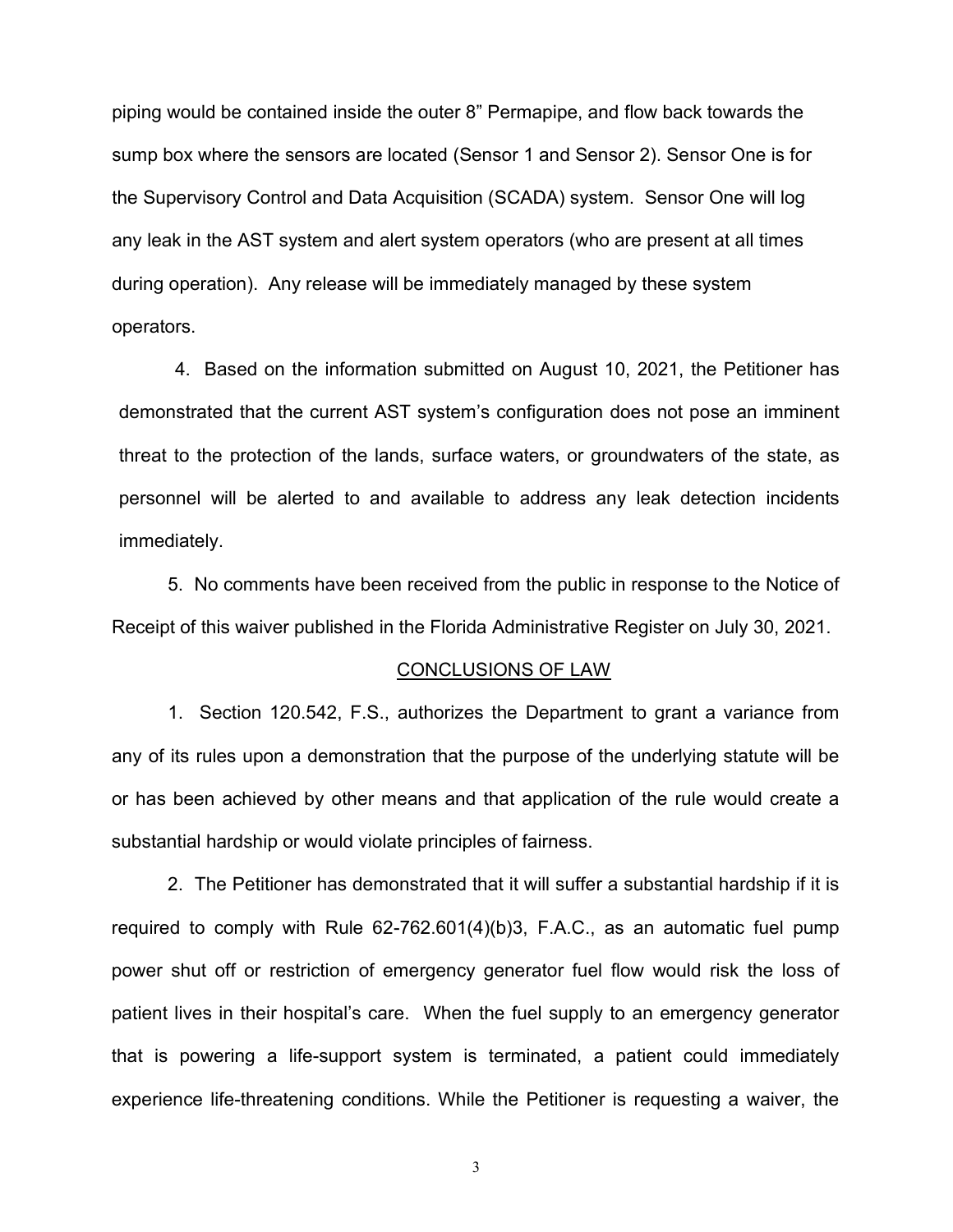piping would be contained inside the outer 8" Permapipe, and flow back towards the sump box where the sensors are located (Sensor 1 and Sensor 2). Sensor One is for the Supervisory Control and Data Acquisition (SCADA) system. Sensor One will log any leak in the AST system and alert system operators (who are present at all times during operation). Any release will be immediately managed by these system operators.

4. Based on the information submitted on August 10, 2021, the Petitioner has demonstrated that the current AST system's configuration does not pose an imminent threat to the protection of the lands, surface waters, or groundwaters of the state, as personnel will be alerted to and available to address any leak detection incidents immediately.

5. No comments have been received from the public in response to the Notice of Receipt of this waiver published in the Florida Administrative Register on July 30, 2021.

## CONCLUSIONS OF LAW

1. Section 120.542, F.S., authorizes the Department to grant a variance from any of its rules upon a demonstration that the purpose of the underlying statute will be or has been achieved by other means and that application of the rule would create a substantial hardship or would violate principles of fairness.

2. The Petitioner has demonstrated that it will suffer a substantial hardship if it is required to comply with Rule 62-762.601(4)(b)3, F.A.C., as an automatic fuel pump power shut off or restriction of emergency generator fuel flow would risk the loss of patient lives in their hospital's care. When the fuel supply to an emergency generator that is powering a life-support system is terminated, a patient could immediately experience life-threatening conditions. While the Petitioner is requesting a waiver, the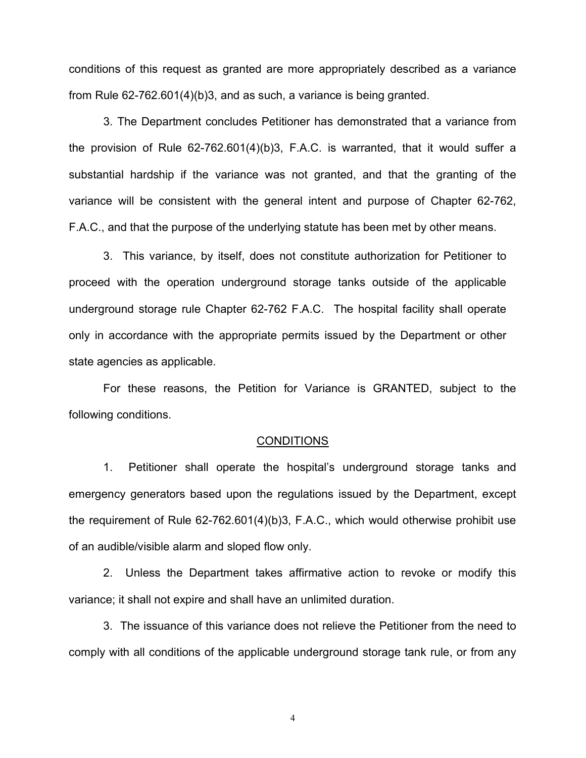conditions of this request as granted are more appropriately described as a variance from Rule 62-762.601(4)(b)3, and as such, a variance is being granted.

3. The Department concludes Petitioner has demonstrated that a variance from the provision of Rule 62-762.601(4)(b)3, F.A.C. is warranted, that it would suffer a substantial hardship if the variance was not granted, and that the granting of the variance will be consistent with the general intent and purpose of Chapter 62-762, F.A.C., and that the purpose of the underlying statute has been met by other means.

3. This variance, by itself, does not constitute authorization for Petitioner to proceed with the operation underground storage tanks outside of the applicable underground storage rule Chapter 62-762 F.A.C. The hospital facility shall operate only in accordance with the appropriate permits issued by the Department or other state agencies as applicable.

For these reasons, the Petition for Variance is GRANTED, subject to the following conditions.

## CONDITIONS

1. Petitioner shall operate the hospital's underground storage tanks and emergency generators based upon the regulations issued by the Department, except the requirement of Rule 62-762.601(4)(b)3, F.A.C., which would otherwise prohibit use of an audible/visible alarm and sloped flow only.

2. Unless the Department takes affirmative action to revoke or modify this variance; it shall not expire and shall have an unlimited duration.

3. The issuance of this variance does not relieve the Petitioner from the need to comply with all conditions of the applicable underground storage tank rule, or from any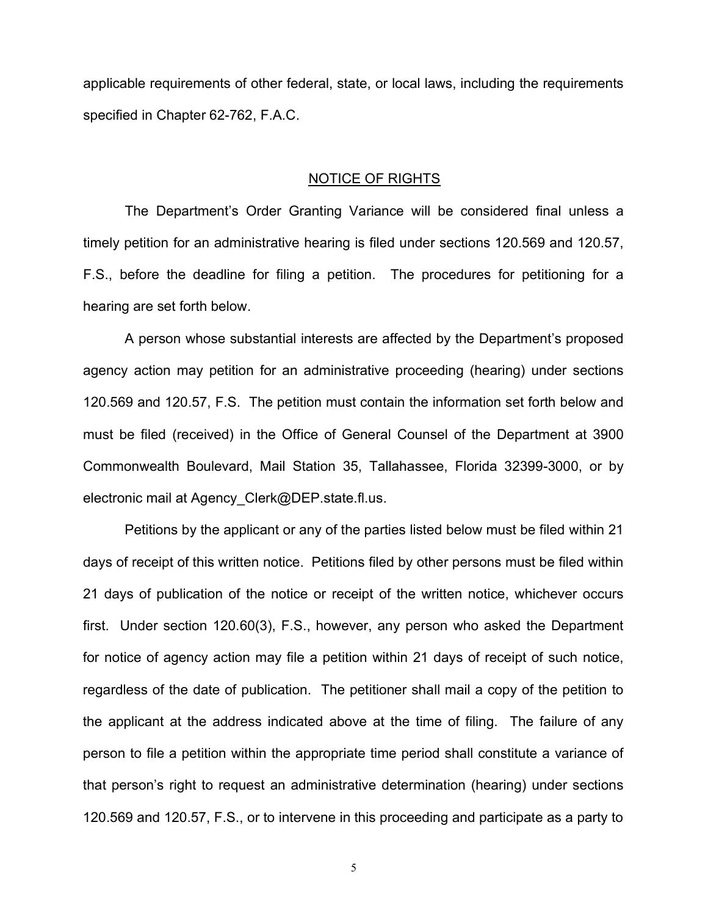applicable requirements of other federal, state, or local laws, including the requirements specified in Chapter 62-762, F.A.C.

## NOTICE OF RIGHTS

The Department's Order Granting Variance will be considered final unless a timely petition for an administrative hearing is filed under sections 120.569 and 120.57, F.S., before the deadline for filing a petition. The procedures for petitioning for a hearing are set forth below.

A person whose substantial interests are affected by the Department's proposed agency action may petition for an administrative proceeding (hearing) under sections 120.569 and 120.57, F.S. The petition must contain the information set forth below and must be filed (received) in the Office of General Counsel of the Department at 3900 Commonwealth Boulevard, Mail Station 35, Tallahassee, Florida 32399-3000, or by electronic mail at Agency_Clerk@DEP.state.fl.us.

Petitions by the applicant or any of the parties listed below must be filed within 21 days of receipt of this written notice. Petitions filed by other persons must be filed within 21 days of publication of the notice or receipt of the written notice, whichever occurs first. Under section 120.60(3), F.S., however, any person who asked the Department for notice of agency action may file a petition within 21 days of receipt of such notice, regardless of the date of publication. The petitioner shall mail a copy of the petition to the applicant at the address indicated above at the time of filing. The failure of any person to file a petition within the appropriate time period shall constitute a variance of that person's right to request an administrative determination (hearing) under sections 120.569 and 120.57, F.S., or to intervene in this proceeding and participate as a party to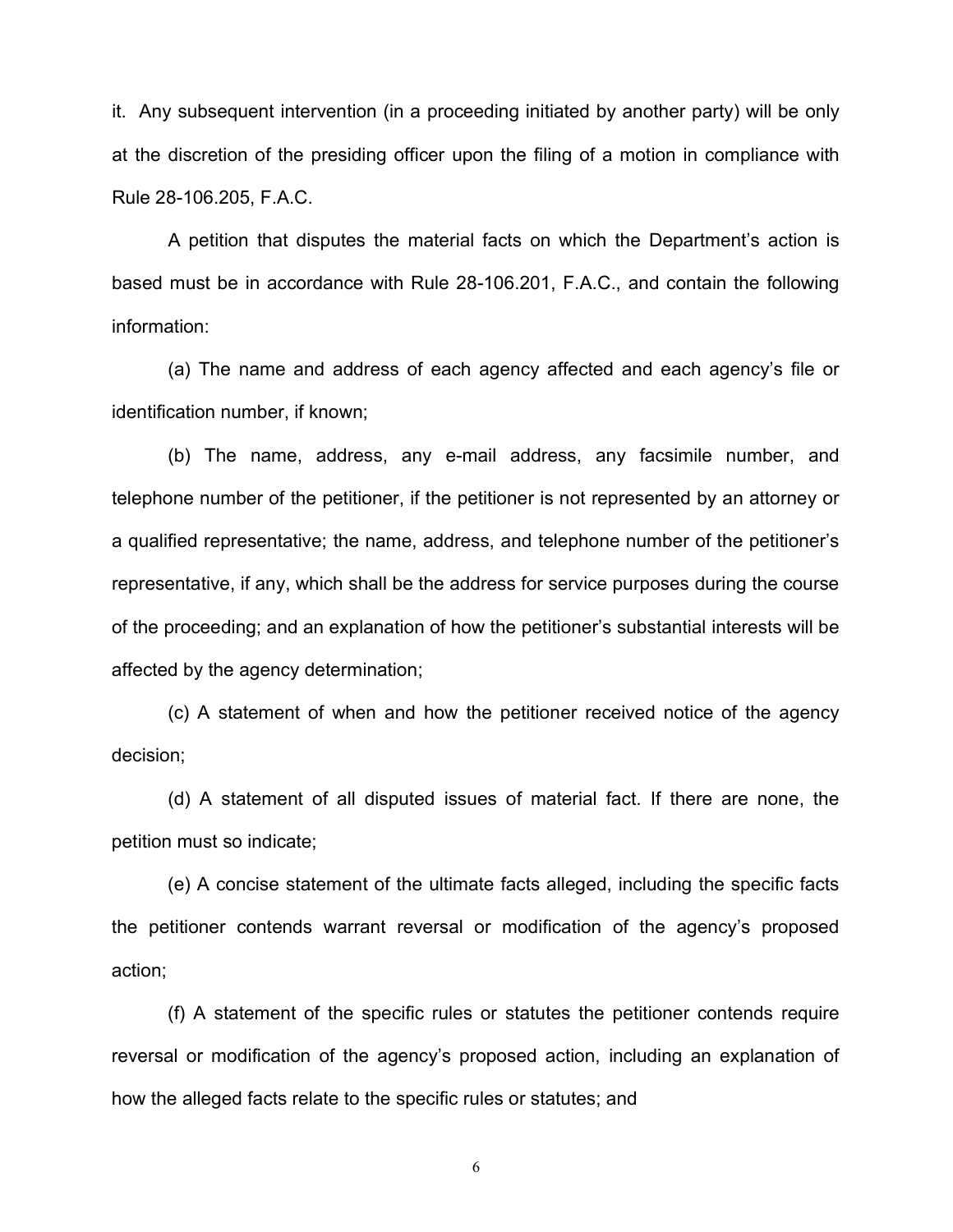it. Any subsequent intervention (in a proceeding initiated by another party) will be only at the discretion of the presiding officer upon the filing of a motion in compliance with Rule 28-106.205, F.A.C.

A petition that disputes the material facts on which the Department's action is based must be in accordance with Rule 28-106.201, F.A.C., and contain the following information:

(a) The name and address of each agency affected and each agency's file or identification number, if known;

(b) The name, address, any e-mail address, any facsimile number, and telephone number of the petitioner, if the petitioner is not represented by an attorney or a qualified representative; the name, address, and telephone number of the petitioner's representative, if any, which shall be the address for service purposes during the course of the proceeding; and an explanation of how the petitioner's substantial interests will be affected by the agency determination;

(c) A statement of when and how the petitioner received notice of the agency decision;

(d) A statement of all disputed issues of material fact. If there are none, the petition must so indicate;

(e) A concise statement of the ultimate facts alleged, including the specific facts the petitioner contends warrant reversal or modification of the agency's proposed action;

(f) A statement of the specific rules or statutes the petitioner contends require reversal or modification of the agency's proposed action, including an explanation of how the alleged facts relate to the specific rules or statutes; and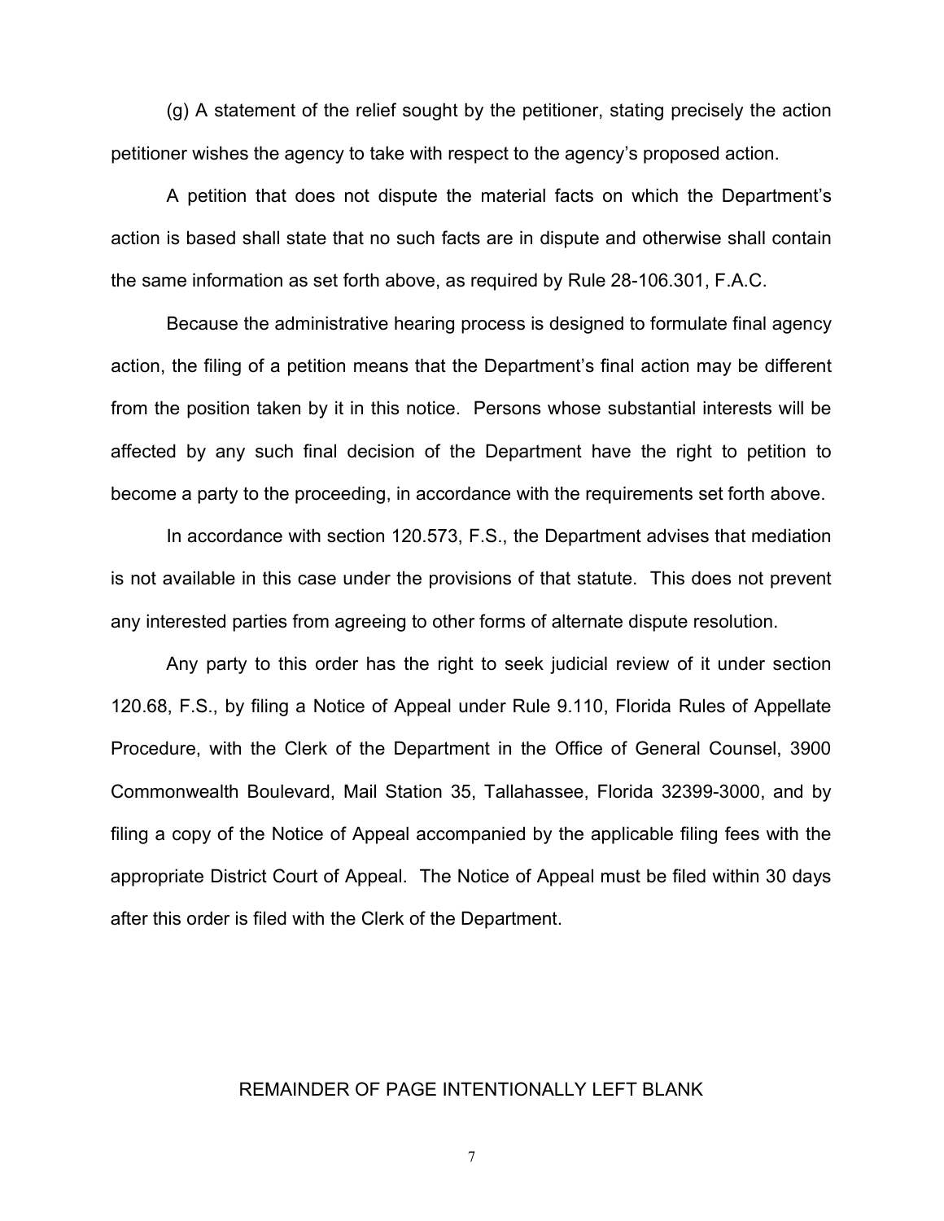(g) A statement of the relief sought by the petitioner, stating precisely the action petitioner wishes the agency to take with respect to the agency's proposed action.

A petition that does not dispute the material facts on which the Department's action is based shall state that no such facts are in dispute and otherwise shall contain the same information as set forth above, as required by Rule 28-106.301, F.A.C.

Because the administrative hearing process is designed to formulate final agency action, the filing of a petition means that the Department's final action may be different from the position taken by it in this notice. Persons whose substantial interests will be affected by any such final decision of the Department have the right to petition to become a party to the proceeding, in accordance with the requirements set forth above.

In accordance with section 120.573, F.S., the Department advises that mediation is not available in this case under the provisions of that statute. This does not prevent any interested parties from agreeing to other forms of alternate dispute resolution.

Any party to this order has the right to seek judicial review of it under section 120.68, F.S., by filing a Notice of Appeal under Rule 9.110, Florida Rules of Appellate Procedure, with the Clerk of the Department in the Office of General Counsel, 3900 Commonwealth Boulevard, Mail Station 35, Tallahassee, Florida 32399-3000, and by filing a copy of the Notice of Appeal accompanied by the applicable filing fees with the appropriate District Court of Appeal. The Notice of Appeal must be filed within 30 days after this order is filed with the Clerk of the Department.

REMAINDER OF PAGE INTENTIONALLY LEFT BLANK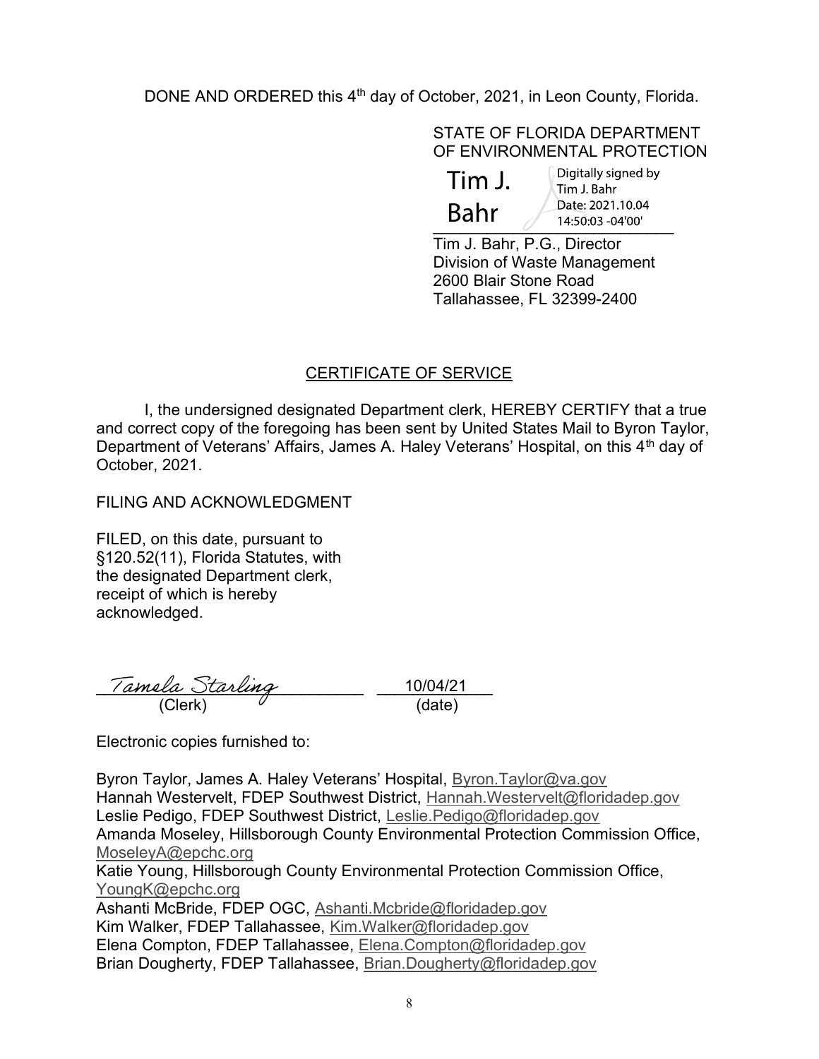DONE AND ORDERED this 4th day of October, 2021, in Leon County, Florida.

STATE OF FLORIDA DEPARTMENT
OF ENVIRONMENTAL PROTECTION

Tim J. Bahr
Digitally signed by Tim J. Bahr
Date: 2021.10.04 14:50:03 -04'00'

Tim J. Bahr, P.G., Director
Division of Waste Management
2600 Blair Stone Road
Tallahassee, FL 32399-2400

## CERTIFICATE OF SERVICE

I, the undersigned designated Department clerk, HEREBY CERTIFY that a true and correct copy of the foregoing has been sent by United States Mail to Byron Taylor, Department of Veterans' Affairs, James A. Haley Veterans' Hospital, on this 4th day of October, 2021.

FILING AND ACKNOWLEDGMENT

FILED, on this date, pursuant to §120.52(11), Florida Statutes, with the designated Department clerk, receipt of which is hereby acknowledged.

Tamela Starling (Clerk) 10/04/21 (date)

Electronic copies furnished to:

Byron Taylor, James A. Haley Veterans' Hospital, Byron.Taylor@va.gov
Hannah Westervelt, FDEP Southwest District, Hannah.Westervelt@floridadep.gov
Leslie Pedigo, FDEP Southwest District, Leslie.Pedigo@floridadep.gov
Amanda Moseley, Hillsborough County Environmental Protection Commission Office, MoseleyA@epchc.org
Katie Young, Hillsborough County Environmental Protection Commission Office, YoungK@epchc.org
Ashanti McBride, FDEP OGC, Ashanti.Mcbride@floridadep.gov
Kim Walker, FDEP Tallahassee, Kim.Walker@floridadep.gov
Elena Compton, FDEP Tallahassee, Elena.Compton@floridadep.gov
Brian Dougherty, FDEP Tallahassee, Brian.Dougherty@floridadep.gov